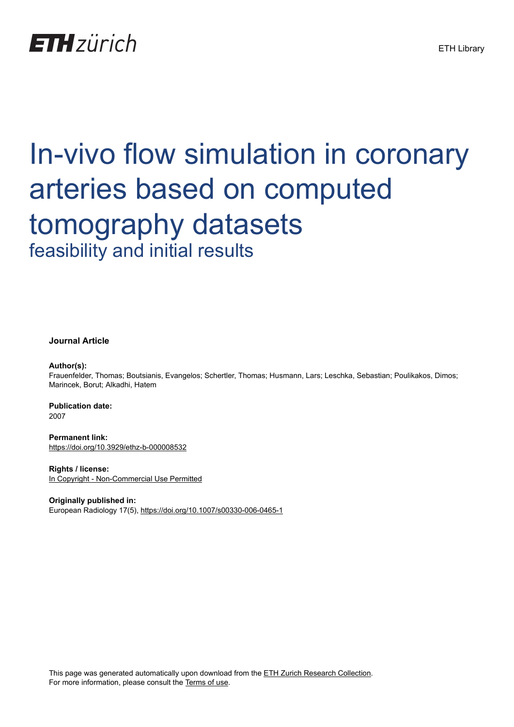# In-vivo flow simulation in coronary arteries based on computed tomography datasets

## feasibility and initial results

**Journal Article**

**Author(s):**
Frauenfelder, Thomas; Boutsianis, Evangelos; Schertler, Thomas; Husmann, Lars; Leschka, Sebastian; Poulikakos, Dimos; Marincek, Borut; Alkadhi, Hatem

**Publication date:**
2007

**Permanent link:**
https://doi.org/10.3929/ethz-b-000008532

**Rights / license:**
In Copyright - Non-Commercial Use Permitted

**Originally published in:**
European Radiology 17(5), https://doi.org/10.1007/s00330-006-0465-1

This page was generated automatically upon download from the ETH Zurich Research Collection.
For more information, please consult the Terms of use.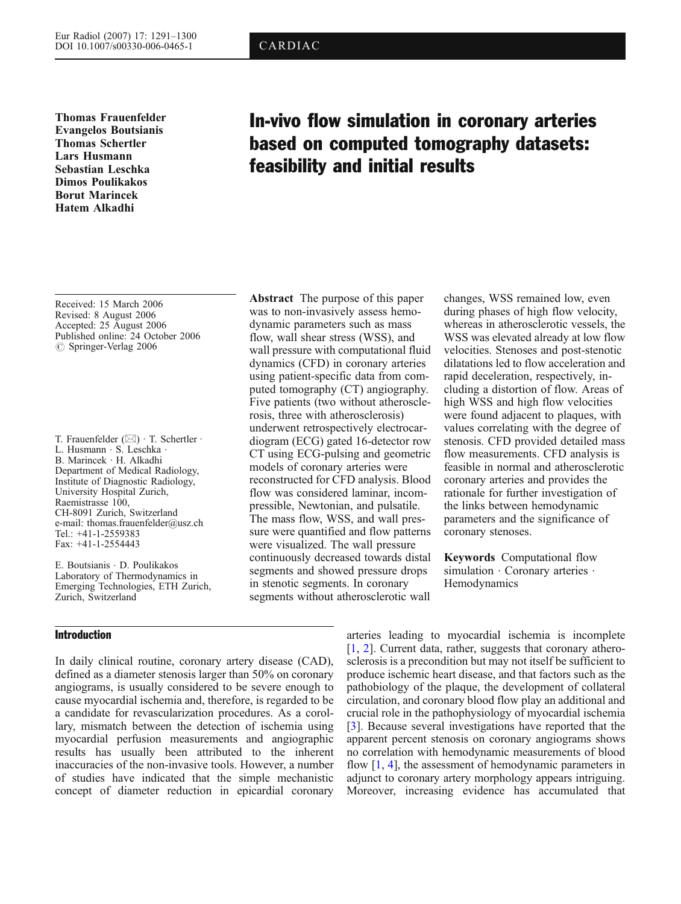# In-vivo flow simulation in coronary arteries based on computed tomography datasets: feasibility and initial results

**Thomas Frauenfelder**
**Evangelos Boutsianis**
**Thomas Schertler**
**Lars Husmann**
**Sebastian Leschka**
**Dimos Poulikakos**
**Borut Marincek**
**Hatem Alkadhi**

Received: 15 March 2006
Revised: 8 August 2006
Accepted: 25 August 2006
Published online: 24 October 2006
© Springer-Verlag 2006

T. Frauenfelder (✉) · T. Schertler · L. Husmann · S. Leschka · B. Marincek · H. Alkadhi
Department of Medical Radiology, Institute of Diagnostic Radiology, University Hospital Zurich, Raemistrasse 100, CH-8091 Zurich, Switzerland
e-mail: thomas.frauenfelder@usz.ch
Tel.: +41-1-2559383
Fax: +41-1-2554443

E. Boutsianis · D. Poulikakos
Laboratory of Thermodynamics in Emerging Technologies, ETH Zurich, Zurich, Switzerland

**Abstract** The purpose of this paper was to non-invasively assess hemodynamic parameters such as mass flow, wall shear stress (WSS), and wall pressure with computational fluid dynamics (CFD) in coronary arteries using patient-specific data from computed tomography (CT) angiography. Five patients (two without atherosclerosis, three with atherosclerosis) underwent retrospectively electrocardiogram (ECG) gated 16-detector row CT using ECG-pulsing and geometric models of coronary arteries were reconstructed for CFD analysis. Blood flow was considered laminar, incompressible, Newtonian, and pulsatile. The mass flow, WSS, and wall pressure were quantified and flow patterns were visualized. The wall pressure continuously decreased towards distal segments and showed pressure drops in stenotic segments. In coronary segments without atherosclerotic wall changes, WSS remained low, even during phases of high flow velocity, whereas in atherosclerotic vessels, the WSS was elevated already at low flow velocities. Stenoses and post-stenotic dilatations led to flow acceleration and rapid deceleration, respectively, including a distortion of flow. Areas of high WSS and high flow velocities were found adjacent to plaques, with values correlating with the degree of stenosis. CFD provided detailed mass flow measurements. CFD analysis is feasible in normal and atherosclerotic coronary arteries and provides the rationale for further investigation of the links between hemodynamic parameters and the significance of coronary stenoses.

**Keywords** Computational flow simulation · Coronary arteries · Hemodynamics

## Introduction

In daily clinical routine, coronary artery disease (CAD), defined as a diameter stenosis larger than 50% on coronary angiograms, is usually considered to be severe enough to cause myocardial ischemia and, therefore, is regarded to be a candidate for revascularization procedures. As a corollary, mismatch between the detection of ischemia using myocardial perfusion measurements and angiographic results has usually been attributed to the inherent inaccuracies of the non-invasive tools. However, a number of studies have indicated that the simple mechanistic concept of diameter reduction in epicardial coronary arteries leading to myocardial ischemia is incomplete [1, 2]. Current data, rather, suggests that coronary atherosclerosis is a precondition but may not itself be sufficient to produce ischemic heart disease, and that factors such as the pathobiology of the plaque, the development of collateral circulation, and coronary blood flow play an additional and crucial role in the pathophysiology of myocardial ischemia [3]. Because several investigations have reported that the apparent percent stenosis on coronary angiograms shows no correlation with hemodynamic measurements of blood flow [1, 4], the assessment of hemodynamic parameters in adjunct to coronary artery morphology appears intriguing. Moreover, increasing evidence has accumulated that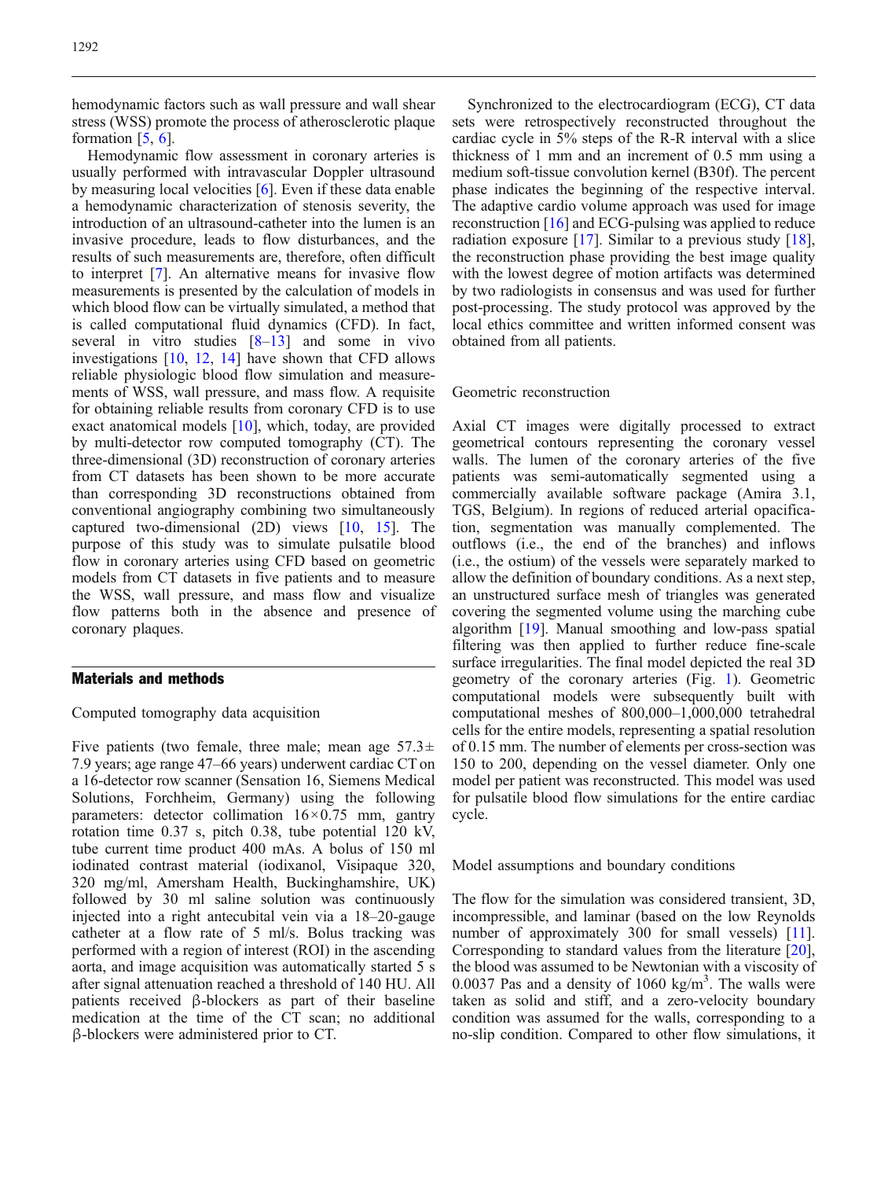hemodynamic factors such as wall pressure and wall shear stress (WSS) promote the process of atherosclerotic plaque formation [5, 6].

Hemodynamic flow assessment in coronary arteries is usually performed with intravascular Doppler ultrasound by measuring local velocities [6]. Even if these data enable a hemodynamic characterization of stenosis severity, the introduction of an ultrasound-catheter into the lumen is an invasive procedure, leads to flow disturbances, and the results of such measurements are, therefore, often difficult to interpret [7]. An alternative means for invasive flow measurements is presented by the calculation of models in which blood flow can be virtually simulated, a method that is called computational fluid dynamics (CFD). In fact, several in vitro studies [8–13] and some in vivo investigations [10, 12, 14] have shown that CFD allows reliable physiologic blood flow simulation and measurements of WSS, wall pressure, and mass flow. A requisite for obtaining reliable results from coronary CFD is to use exact anatomical models [10], which, today, are provided by multi-detector row computed tomography (CT). The three-dimensional (3D) reconstruction of coronary arteries from CT datasets has been shown to be more accurate than corresponding 3D reconstructions obtained from conventional angiography combining two simultaneously captured two-dimensional (2D) views [10, 15]. The purpose of this study was to simulate pulsatile blood flow in coronary arteries using CFD based on geometric models from CT datasets in five patients and to measure the WSS, wall pressure, and mass flow and visualize flow patterns both in the absence and presence of coronary plaques.

## Materials and methods

### Computed tomography data acquisition

Five patients (two female, three male; mean age $57.3 \pm 7.9$ years; age range 47–66 years) underwent cardiac CT on a 16-detector row scanner (Sensation 16, Siemens Medical Solutions, Forchheim, Germany) using the following parameters: detector collimation $16 \times 0.75$ mm, gantry rotation time 0.37 s, pitch 0.38, tube potential 120 kV, tube current time product 400 mAs. A bolus of 150 ml iodinated contrast material (iodixanol, Visipaque 320, 320 mg/ml, Amersham Health, Buckinghamshire, UK) followed by 30 ml saline solution was continuously injected into a right antecubital vein via a 18–20-gauge catheter at a flow rate of 5 ml/s. Bolus tracking was performed with a region of interest (ROI) in the ascending aorta, and image acquisition was automatically started 5 s after signal attenuation reached a threshold of 140 HU. All patients received β-blockers as part of their baseline medication at the time of the CT scan; no additional β-blockers were administered prior to CT.

Synchronized to the electrocardiogram (ECG), CT data sets were retrospectively reconstructed throughout the cardiac cycle in 5% steps of the R-R interval with a slice thickness of 1 mm and an increment of 0.5 mm using a medium soft-tissue convolution kernel (B30f). The percent phase indicates the beginning of the respective interval. The adaptive cardio volume approach was used for image reconstruction [16] and ECG-pulsing was applied to reduce radiation exposure [17]. Similar to a previous study [18], the reconstruction phase providing the best image quality with the lowest degree of motion artifacts was determined by two radiologists in consensus and was used for further post-processing. The study protocol was approved by the local ethics committee and written informed consent was obtained from all patients.

### Geometric reconstruction

Axial CT images were digitally processed to extract geometrical contours representing the coronary vessel walls. The lumen of the coronary arteries of the five patients was semi-automatically segmented using a commercially available software package (Amira 3.1, TGS, Belgium). In regions of reduced arterial opacification, segmentation was manually complemented. The outflows (i.e., the end of the branches) and inflows (i.e., the ostium) of the vessels were separately marked to allow the definition of boundary conditions. As a next step, an unstructured surface mesh of triangles was generated covering the segmented volume using the marching cube algorithm [19]. Manual smoothing and low-pass spatial filtering was then applied to further reduce fine-scale surface irregularities. The final model depicted the real 3D geometry of the coronary arteries (Fig. 1). Geometric computational models were subsequently built with computational meshes of 800,000–1,000,000 tetrahedral cells for the entire models, representing a spatial resolution of 0.15 mm. The number of elements per cross-section was 150 to 200, depending on the vessel diameter. Only one model per patient was reconstructed. This model was used for pulsatile blood flow simulations for the entire cardiac cycle.

### Model assumptions and boundary conditions

The flow for the simulation was considered transient, 3D, incompressible, and laminar (based on the low Reynolds number of approximately 300 for small vessels) [11]. Corresponding to standard values from the literature [20], the blood was assumed to be Newtonian with a viscosity of 0.0037 Pas and a density of 1060 $kg/m^3$. The walls were taken as solid and stiff, and a zero-velocity boundary condition was assumed for the walls, corresponding to a no-slip condition. Compared to other flow simulations, it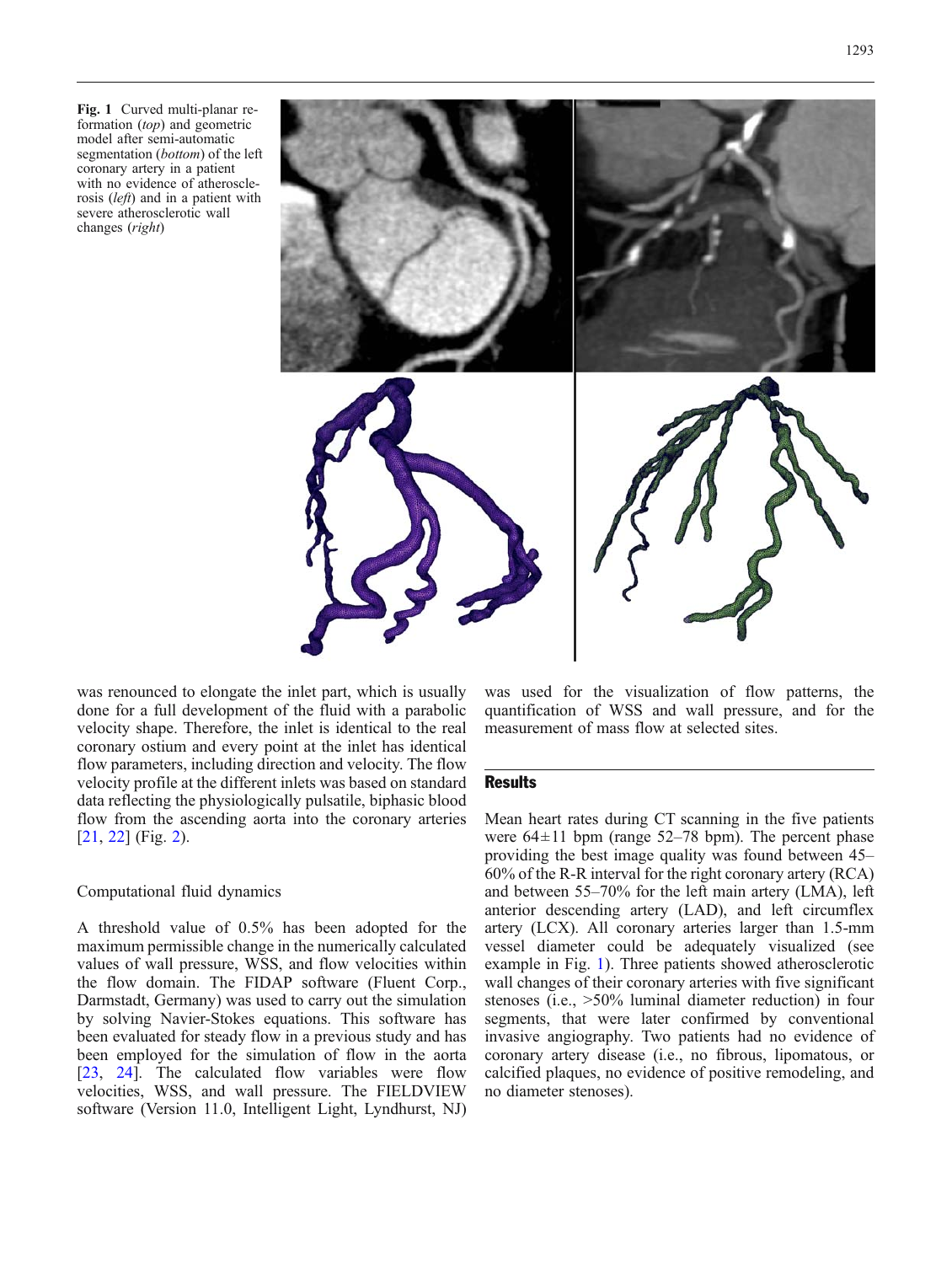Fig. 1 Curved multi-planar reformation (*top*) and geometric model after semi-automatic segmentation (*bottom*) of the left coronary artery in a patient with no evidence of atherosclerosis (*left*) and in a patient with severe atherosclerotic wall changes (*right*)

was renounced to elongate the inlet part, which is usually done for a full development of the fluid with a parabolic velocity shape. Therefore, the inlet is identical to the real coronary ostium and every point at the inlet has identical flow parameters, including direction and velocity. The flow velocity profile at the different inlets was based on standard data reflecting the physiologically pulsatile, biphasic blood flow from the ascending aorta into the coronary arteries [21, 22] (Fig. 2).

### Computational fluid dynamics

A threshold value of 0.5% has been adopted for the maximum permissible change in the numerically calculated values of wall pressure, WSS, and flow velocities within the flow domain. The FIDAP software (Fluent Corp., Darmstadt, Germany) was used to carry out the simulation by solving Navier-Stokes equations. This software has been evaluated for steady flow in a previous study and has been employed for the simulation of flow in the aorta [23, 24]. The calculated flow variables were flow velocities, WSS, and wall pressure. The FIELDVIEW software (Version 11.0, Intelligent Light, Lyndhurst, NJ) was used for the visualization of flow patterns, the quantification of WSS and wall pressure, and for the measurement of mass flow at selected sites.

## Results

Mean heart rates during CT scanning in the five patients were $64 \pm 11$ bpm (range 52–78 bpm). The percent phase providing the best image quality was found between 45–60% of the R-R interval for the right coronary artery (RCA) and between 55–70% for the left main artery (LMA), left anterior descending artery (LAD), and left circumflex artery (LCX). All coronary arteries larger than 1.5-mm vessel diameter could be adequately visualized (see example in Fig. 1). Three patients showed atherosclerotic wall changes of their coronary arteries with five significant stenoses (i.e., >50% luminal diameter reduction) in four segments, that were later confirmed by conventional invasive angiography. Two patients had no evidence of coronary artery disease (i.e., no fibrous, lipomatous, or calcified plaques, no evidence of positive remodeling, and no diameter stenoses).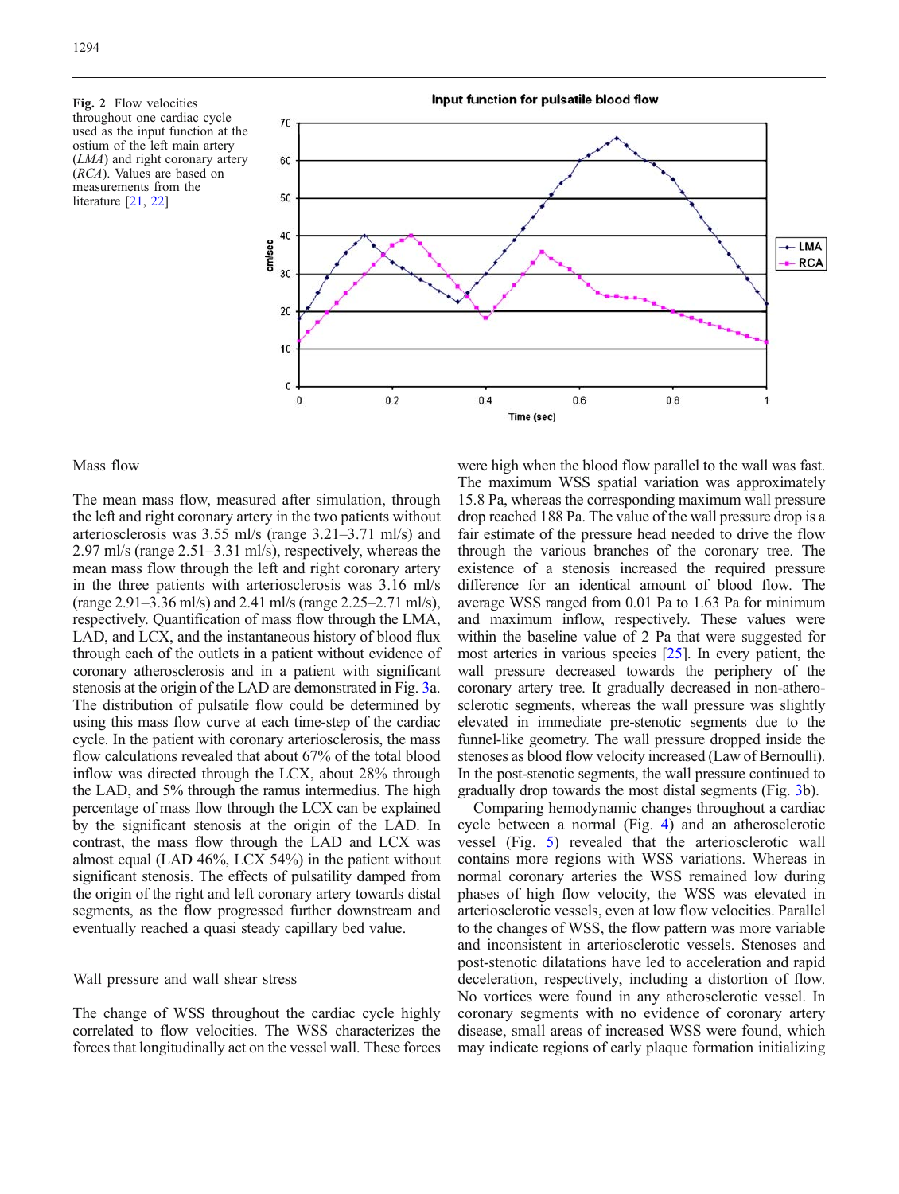**Fig. 2** Flow velocities throughout one cardiac cycle used as the input function at the ostium of the left main artery (*LMA*) and right coronary artery (*RCA*). Values are based on measurements from the literature [21, 22]

Mass flow

The mean mass flow, measured after simulation, through the left and right coronary artery in the two patients without arteriosclerosis was 3.55 ml/s (range 3.21–3.71 ml/s) and 2.97 ml/s (range 2.51–3.31 ml/s), respectively, whereas the mean mass flow through the left and right coronary artery in the three patients with arteriosclerosis was 3.16 ml/s (range 2.91–3.36 ml/s) and 2.41 ml/s (range 2.25–2.71 ml/s), respectively. Quantification of mass flow through the LMA, LAD, and LCX, and the instantaneous history of blood flux through each of the outlets in a patient without evidence of coronary atherosclerosis and in a patient with significant stenosis at the origin of the LAD are demonstrated in Fig. 3a. The distribution of pulsatile flow could be determined by using this mass flow curve at each time-step of the cardiac cycle. In the patient with coronary arteriosclerosis, the mass flow calculations revealed that about 67% of the total blood inflow was directed through the LCX, about 28% through the LAD, and 5% through the ramus intermedius. The high percentage of mass flow through the LCX can be explained by the significant stenosis at the origin of the LAD. In contrast, the mass flow through the LAD and LCX was almost equal (LAD 46%, LCX 54%) in the patient without significant stenosis. The effects of pulsatility damped from the origin of the right and left coronary artery towards distal segments, as the flow progressed further downstream and eventually reached a quasi steady capillary bed value.

Wall pressure and wall shear stress

The change of WSS throughout the cardiac cycle highly correlated to flow velocities. The WSS characterizes the forces that longitudinally act on the vessel wall. These forces were high when the blood flow parallel to the wall was fast. The maximum WSS spatial variation was approximately 15.8 Pa, whereas the corresponding maximum wall pressure drop reached 188 Pa. The value of the wall pressure drop is a fair estimate of the pressure head needed to drive the flow through the various branches of the coronary tree. The existence of a stenosis increased the required pressure difference for an identical amount of blood flow. The average WSS ranged from 0.01 Pa to 1.63 Pa for minimum and maximum inflow, respectively. These values were within the baseline value of 2 Pa that were suggested for most arteries in various species [25]. In every patient, the wall pressure decreased towards the periphery of the coronary artery tree. It gradually decreased in non-atherosclerotic segments, whereas the wall pressure was slightly elevated in immediate pre-stenotic segments due to the funnel-like geometry. The wall pressure dropped inside the stenoses as blood flow velocity increased (Law of Bernoulli). In the post-stenotic segments, the wall pressure continued to gradually drop towards the most distal segments (Fig. 3b).

Comparing hemodynamic changes throughout a cardiac cycle between a normal (Fig. 4) and an atherosclerotic vessel (Fig. 5) revealed that the arteriosclerotic wall contains more regions with WSS variations. Whereas in normal coronary arteries the WSS remained low during phases of high flow velocity, the WSS was elevated in arteriosclerotic vessels, even at low flow velocities. Parallel to the changes of WSS, the flow pattern was more variable and inconsistent in arteriosclerotic vessels. Stenoses and post-stenotic dilatations have led to acceleration and rapid deceleration, respectively, including a distortion of flow. No vortices were found in any atherosclerotic vessel. In coronary segments with no evidence of coronary artery disease, small areas of increased WSS were found, which may indicate regions of early plaque formation initializing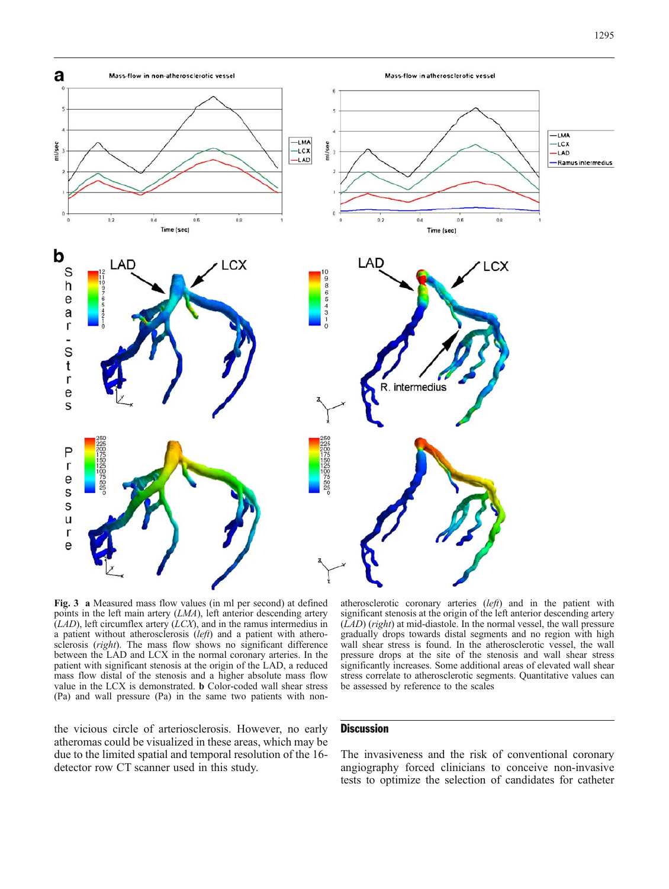**Fig. 3** **a** Measured mass flow values (in ml per second) at defined points in the left main artery (*LMA*), left anterior descending artery (*LAD*), left circumflex artery (*LCX*), and in the ramus intermedius in a patient without atherosclerosis (*left*) and a patient with atherosclerosis (*right*). The mass flow shows no significant difference between the LAD and LCX in the normal coronary arteries. In the patient with significant stenosis at the origin of the LAD, a reduced mass flow distal of the stenosis and a higher absolute mass flow value in the LCX is demonstrated. **b** Color-coded wall shear stress (Pa) and wall pressure (Pa) in the same two patients with non-atherosclerotic coronary arteries (*left*) and in the patient with significant stenosis at the origin of the left anterior descending artery (*LAD*) (*right*) at mid-diastole. In the normal vessel, the wall pressure gradually drops towards distal segments and no region with high wall shear stress is found. In the atherosclerotic vessel, the wall pressure drops at the site of the stenosis and wall shear stress significantly increases. Some additional areas of elevated wall shear stress correlate to atherosclerotic segments. Quantitative values can be assessed by reference to the scales

the vicious circle of arteriosclerosis. However, no early atheromas could be visualized in these areas, which may be due to the limited spatial and temporal resolution of the 16-detector row CT scanner used in this study.

## Discussion

The invasiveness and the risk of conventional coronary angiography forced clinicians to conceive non-invasive tests to optimize the selection of candidates for catheter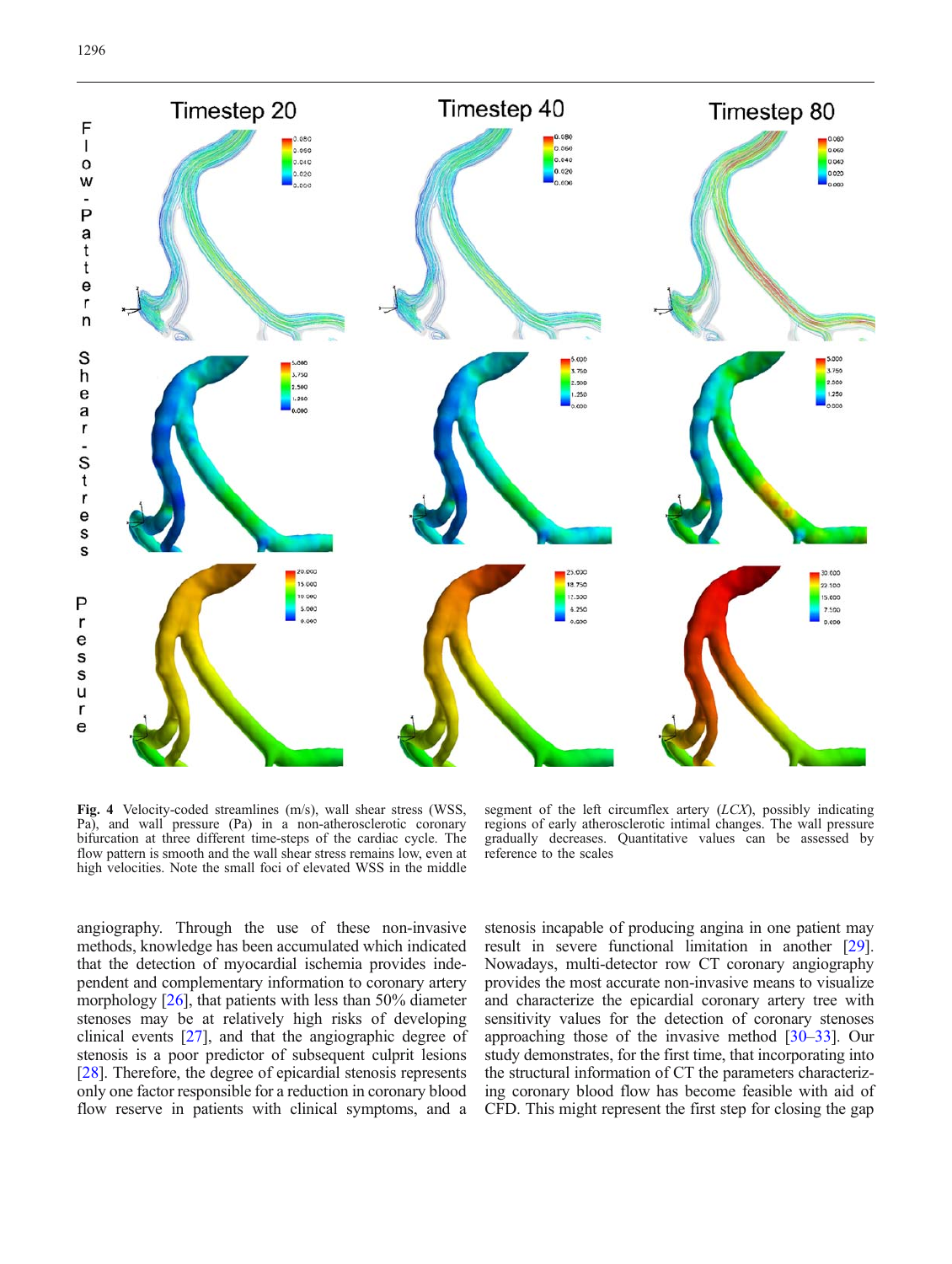**Fig. 4** Velocity-coded streamlines (m/s), wall shear stress (WSS, Pa), and wall pressure (Pa) in a non-atherosclerotic coronary bifurcation at three different time-steps of the cardiac cycle. The flow pattern is smooth and the wall shear stress remains low, even at high velocities. Note the small foci of elevated WSS in the middle segment of the left circumflex artery (*LCX*), possibly indicating regions of early atherosclerotic intimal changes. The wall pressure gradually decreases. Quantitative values can be assessed by reference to the scales

angiography. Through the use of these non-invasive methods, knowledge has been accumulated which indicated that the detection of myocardial ischemia provides independent and complementary information to coronary artery morphology [26], that patients with less than 50% diameter stenoses may be at relatively high risks of developing clinical events [27], and that the angiographic degree of stenosis is a poor predictor of subsequent culprit lesions [28]. Therefore, the degree of epicardial stenosis represents only one factor responsible for a reduction in coronary blood flow reserve in patients with clinical symptoms, and a stenosis incapable of producing angina in one patient may result in severe functional limitation in another [29]. Nowadays, multi-detector row CT coronary angiography provides the most accurate non-invasive means to visualize and characterize the epicardial coronary artery tree with sensitivity values for the detection of coronary stenoses approaching those of the invasive method [30–33]. Our study demonstrates, for the first time, that incorporating into the structural information of CT the parameters characterizing coronary blood flow has become feasible with aid of CFD. This might represent the first step for closing the gap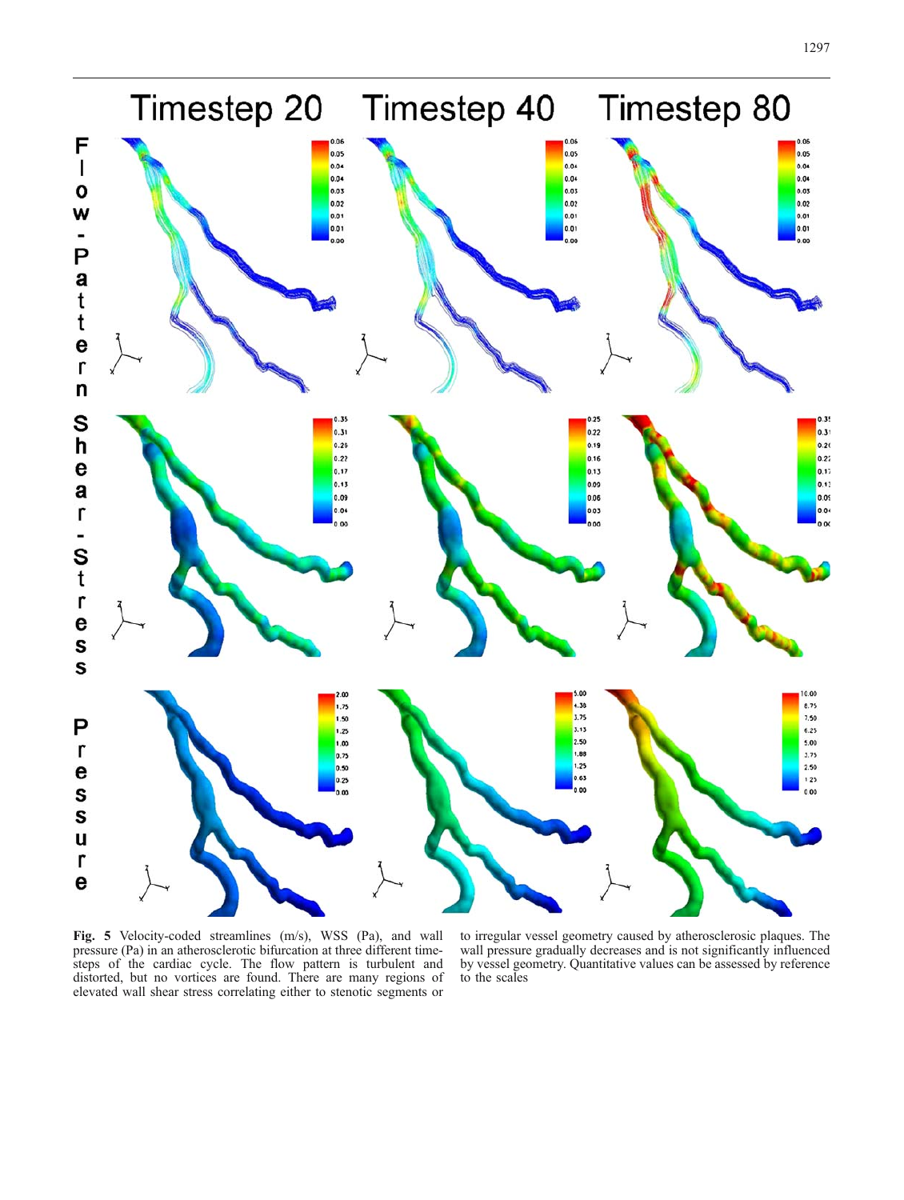**Fig. 5** Velocity-coded streamlines (m/s), WSS (Pa), and wall pressure (Pa) in an atherosclerotic bifurcation at three different time-steps of the cardiac cycle. The flow pattern is turbulent and distorted, but no vortices are found. There are many regions of elevated wall shear stress correlating either to stenotic segments or to irregular vessel geometry caused by atherosclerosic plaques. The wall pressure gradually decreases and is not significantly influenced by vessel geometry. Quantitative values can be assessed by reference to the scales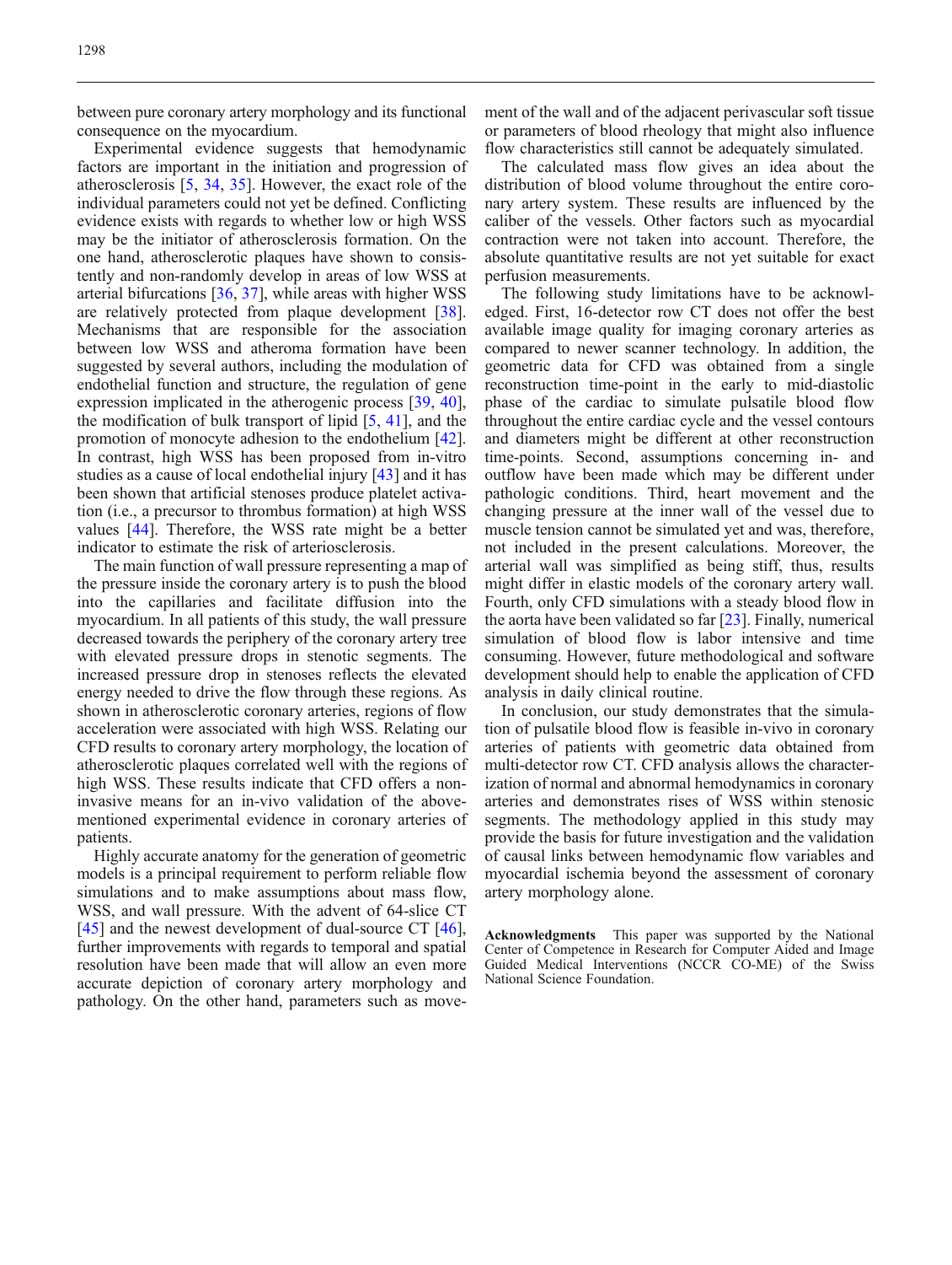between pure coronary artery morphology and its functional consequence on the myocardium.

Experimental evidence suggests that hemodynamic factors are important in the initiation and progression of atherosclerosis [5, 34, 35]. However, the exact role of the individual parameters could not yet be defined. Conflicting evidence exists with regards to whether low or high WSS may be the initiator of atherosclerosis formation. On the one hand, atherosclerotic plaques have shown to consistently and non-randomly develop in areas of low WSS at arterial bifurcations [36, 37], while areas with higher WSS are relatively protected from plaque development [38]. Mechanisms that are responsible for the association between low WSS and atheroma formation have been suggested by several authors, including the modulation of endothelial function and structure, the regulation of gene expression implicated in the atherogenic process [39, 40], the modification of bulk transport of lipid [5, 41], and the promotion of monocyte adhesion to the endothelium [42]. In contrast, high WSS has been proposed from in-vitro studies as a cause of local endothelial injury [43] and it has been shown that artificial stenoses produce platelet activation (i.e., a precursor to thrombus formation) at high WSS values [44]. Therefore, the WSS rate might be a better indicator to estimate the risk of arteriosclerosis.

The main function of wall pressure representing a map of the pressure inside the coronary artery is to push the blood into the capillaries and facilitate diffusion into the myocardium. In all patients of this study, the wall pressure decreased towards the periphery of the coronary artery tree with elevated pressure drops in stenotic segments. The increased pressure drop in stenoses reflects the elevated energy needed to drive the flow through these regions. As shown in atherosclerotic coronary arteries, regions of flow acceleration were associated with high WSS. Relating our CFD results to coronary artery morphology, the location of atherosclerotic plaques correlated well with the regions of high WSS. These results indicate that CFD offers a non-invasive means for an in-vivo validation of the above-mentioned experimental evidence in coronary arteries of patients.

Highly accurate anatomy for the generation of geometric models is a principal requirement to perform reliable flow simulations and to make assumptions about mass flow, WSS, and wall pressure. With the advent of 64-slice CT [45] and the newest development of dual-source CT [46], further improvements with regards to temporal and spatial resolution have been made that will allow an even more accurate depiction of coronary artery morphology and pathology. On the other hand, parameters such as movement of the wall and of the adjacent perivascular soft tissue or parameters of blood rheology that might also influence flow characteristics still cannot be adequately simulated.

The calculated mass flow gives an idea about the distribution of blood volume throughout the entire coronary artery system. These results are influenced by the caliber of the vessels. Other factors such as myocardial contraction were not taken into account. Therefore, the absolute quantitative results are not yet suitable for exact perfusion measurements.

The following study limitations have to be acknowledged. First, 16-detector row CT does not offer the best available image quality for imaging coronary arteries as compared to newer scanner technology. In addition, the geometric data for CFD was obtained from a single reconstruction time-point in the early to mid-diastolic phase of the cardiac to simulate pulsatile blood flow throughout the entire cardiac cycle and the vessel contours and diameters might be different at other reconstruction time-points. Second, assumptions concerning in- and outflow have been made which may be different under pathologic conditions. Third, heart movement and the changing pressure at the inner wall of the vessel due to muscle tension cannot be simulated yet and was, therefore, not included in the present calculations. Moreover, the arterial wall was simplified as being stiff, thus, results might differ in elastic models of the coronary artery wall. Fourth, only CFD simulations with a steady blood flow in the aorta have been validated so far [23]. Finally, numerical simulation of blood flow is labor intensive and time consuming. However, future methodological and software development should help to enable the application of CFD analysis in daily clinical routine.

In conclusion, our study demonstrates that the simulation of pulsatile blood flow is feasible in-vivo in coronary arteries of patients with geometric data obtained from multi-detector row CT. CFD analysis allows the characterization of normal and abnormal hemodynamics in coronary arteries and demonstrates rises of WSS within stenosic segments. The methodology applied in this study may provide the basis for future investigation and the validation of causal links between hemodynamic flow variables and myocardial ischemia beyond the assessment of coronary artery morphology alone.

**Acknowledgments** This paper was supported by the National Center of Competence in Research for Computer Aided and Image Guided Medical Interventions (NCCR CO-ME) of the Swiss National Science Foundation.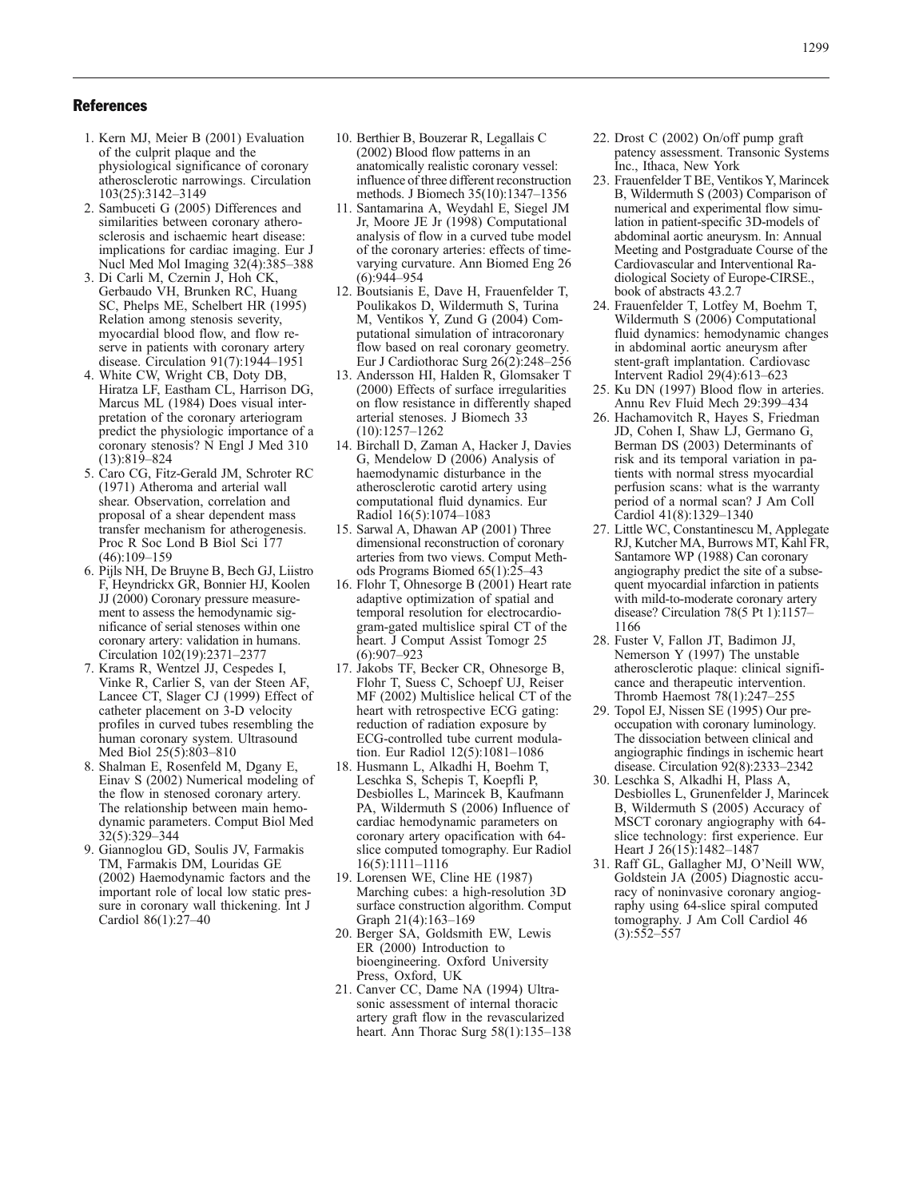## References

1. Kern MJ, Meier B (2001) Evaluation of the culprit plaque and the physiological significance of coronary atherosclerotic narrowings. Circulation 103(25):3142–3149
2. Sambuceti G (2005) Differences and similarities between coronary atherosclerosis and ischaemic heart disease: implications for cardiac imaging. Eur J Nucl Med Mol Imaging 32(4):385–388
3. Di Carli M, Czernin J, Hoh CK, Gerbaudo VH, Brunken RC, Huang SC, Phelps ME, Schelbert HR (1995) Relation among stenosis severity, myocardial blood flow, and flow reserve in patients with coronary artery disease. Circulation 91(7):1944–1951
4. White CW, Wright CB, Doty DB, Hiratza LF, Eastham CL, Harrison DG, Marcus ML (1984) Does visual interpretation of the coronary arteriogram predict the physiologic importance of a coronary stenosis? N Engl J Med 310 (13):819–824
5. Caro CG, Fitz-Gerald JM, Schroter RC (1971) Atheroma and arterial wall shear. Observation, correlation and proposal of a shear dependent mass transfer mechanism for atherogenesis. Proc R Soc Lond B Biol Sci 177 (46):109–159
6. Pijls NH, De Bruyne B, Bech GJ, Liistro F, Heyndrickx GR, Bonnier HJ, Koolen JJ (2000) Coronary pressure measurement to assess the hemodynamic significance of serial stenoses within one coronary artery: validation in humans. Circulation 102(19):2371–2377
7. Krams R, Wentzel JJ, Cespedes I, Vinke R, Carlier S, van der Steen AF, Lancee CT, Slager CJ (1999) Effect of catheter placement on 3-D velocity profiles in curved tubes resembling the human coronary system. Ultrasound Med Biol 25(5):803–810
8. Shalman E, Rosenfeld M, Dgany E, Einav S (2002) Numerical modeling of the flow in stenosed coronary artery. The relationship between main hemodynamic parameters. Comput Biol Med 32(5):329–344
9. Giannoglou GD, Soulis JV, Farmakis TM, Farmakis DM, Louridas GE (2002) Haemodynamic factors and the important role of local low static pressure in coronary wall thickening. Int J Cardiol 86(1):27–40
10. Berthier B, Bouzerar R, Legallais C (2002) Blood flow patterns in an anatomically realistic coronary vessel: influence of three different reconstruction methods. J Biomech 35(10):1347–1356
11. Santamarina A, Weydahl E, Siegel JM Jr, Moore JE Jr (1998) Computational analysis of flow in a curved tube model of the coronary arteries: effects of time-varying curvature. Ann Biomed Eng 26 (6):944–954
12. Boutsianis E, Dave H, Frauenfelder T, Poulikakos D, Wildermuth S, Turina M, Ventikos Y, Zund G (2004) Computational simulation of intracoronary flow based on real coronary geometry. Eur J Cardiothorac Surg 26(2):248–256
13. Andersson HI, Halden R, Glomsaker T (2000) Effects of surface irregularities on flow resistance in differently shaped arterial stenoses. J Biomech 33 (10):1257–1262
14. Birchall D, Zaman A, Hacker J, Davies G, Mendelow D (2006) Analysis of haemodynamic disturbance in the atherosclerotic carotid artery using computational fluid dynamics. Eur Radiol 16(5):1074–1083
15. Sarwal A, Dhawan AP (2001) Three dimensional reconstruction of coronary arteries from two views. Comput Methods Programs Biomed 65(1):25–43
16. Flohr T, Ohnesorge B (2001) Heart rate adaptive optimization of spatial and temporal resolution for electrocardiogram-gated multislice spiral CT of the heart. J Comput Assist Tomogr 25 (6):907–923
17. Jakobs TF, Becker CR, Ohnesorge B, Flohr T, Suess C, Schoepf UJ, Reiser MF (2002) Multislice helical CT of the heart with retrospective ECG gating: reduction of radiation exposure by ECG-controlled tube current modulation. Eur Radiol 12(5):1081–1086
18. Husmann L, Alkadhi H, Boehm T, Leschka S, Schepis T, Koepfli P, Desbiolles L, Marincek B, Kaufmann PA, Wildermuth S (2006) Influence of cardiac hemodynamic parameters on coronary artery opacification with 64-slice computed tomography. Eur Radiol 16(5):1111–1116
19. Lorensen WE, Cline HE (1987) Marching cubes: a high-resolution 3D surface construction algorithm. Comput Graph 21(4):163–169
20. Berger SA, Goldsmith EW, Lewis ER (2000) Introduction to bioengineering. Oxford University Press, Oxford, UK
21. Canver CC, Dame NA (1994) Ultrasonic assessment of internal thoracic artery graft flow in the revascularized heart. Ann Thorac Surg 58(1):135–138
22. Drost C (2002) On/off pump graft patency assessment. Transonic Systems Inc., Ithaca, New York
23. Frauenfelder T BE, Ventikos Y, Marincek B, Wildermuth S (2003) Comparison of numerical and experimental flow simulation in patient-specific 3D-models of abdominal aortic aneurysm. In: Annual Meeting and Postgraduate Course of the Cardiovascular and Interventional Radiological Society of Europe-CIRSE., book of abstracts 43.2.7
24. Frauenfelder T, Lotfey M, Boehm T, Wildermuth S (2006) Computational fluid dynamics: hemodynamic changes in abdominal aortic aneurysm after stent-graft implantation. Cardiovasc Intervent Radiol 29(4):613–623
25. Ku DN (1997) Blood flow in arteries. Annu Rev Fluid Mech 29:399–434
26. Hachamovitch R, Hayes S, Friedman JD, Cohen I, Shaw LJ, Germano G, Berman DS (2003) Determinants of risk and its temporal variation in patients with normal stress myocardial perfusion scans: what is the warranty period of a normal scan? J Am Coll Cardiol 41(8):1329–1340
27. Little WC, Constantinescu M, Applegate RJ, Kutcher MA, Burrows MT, Kahl FR, Santamore WP (1988) Can coronary angiography predict the site of a subsequent myocardial infarction in patients with mild-to-moderate coronary artery disease? Circulation 78(5 Pt 1):1157–1166
28. Fuster V, Fallon JT, Badimon JJ, Nemerson Y (1997) The unstable atherosclerotic plaque: clinical significance and therapeutic intervention. Thromb Haemost 78(1):247–255
29. Topol EJ, Nissen SE (1995) Our preoccupation with coronary luminology. The dissociation between clinical and angiographic findings in ischemic heart disease. Circulation 92(8):2333–2342
30. Leschka S, Alkadhi H, Plass A, Desbiolles L, Grunenfelder J, Marincek B, Wildermuth S (2005) Accuracy of MSCT coronary angiography with 64-slice technology: first experience. Eur Heart J 26(15):1482–1487
31. Raff GL, Gallagher MJ, O'Neill WW, Goldstein JA (2005) Diagnostic accuracy of noninvasive coronary angiography using 64-slice spiral computed tomography. J Am Coll Cardiol 46 (3):552–557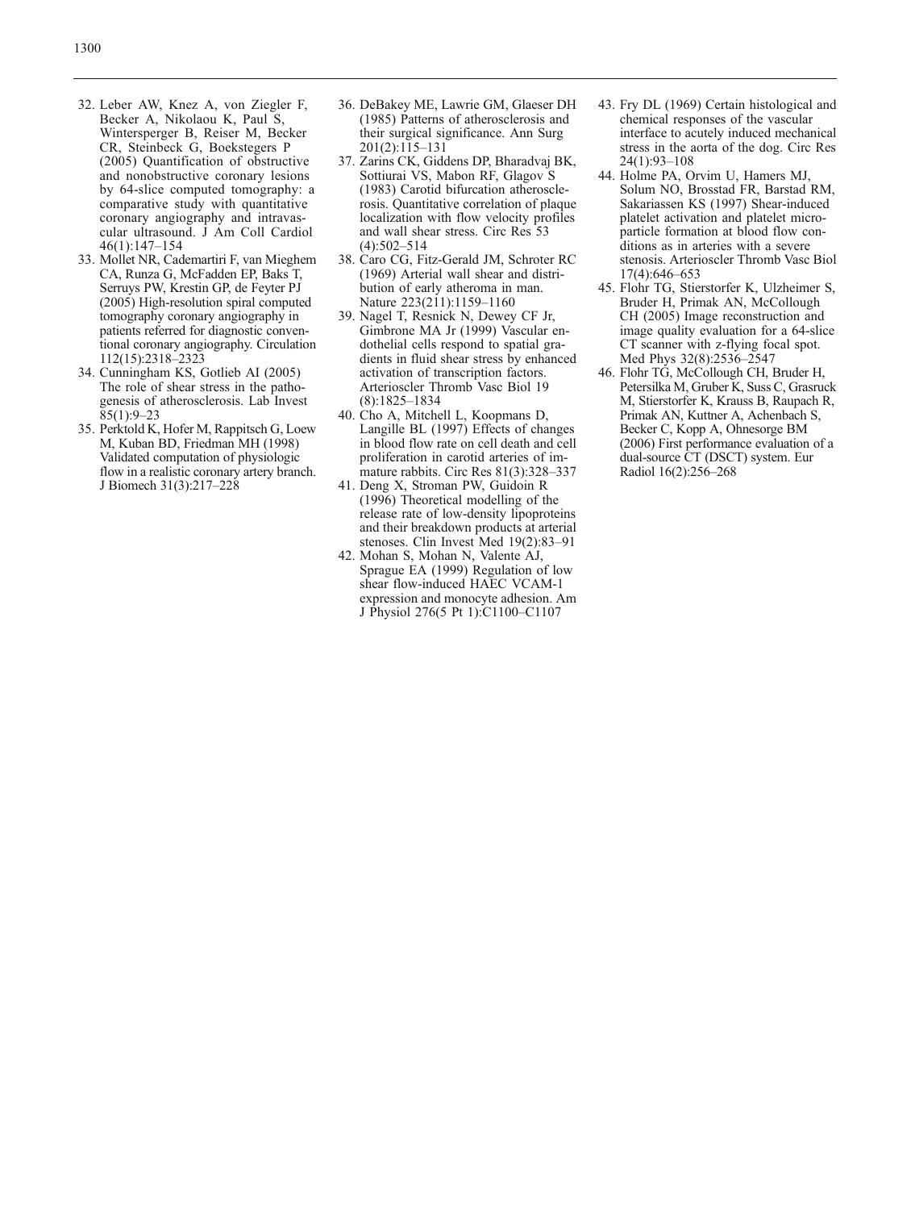32. Leber AW, Knez A, von Ziegler F, Becker A, Nikolaou K, Paul S, Wintersperger B, Reiser M, Becker CR, Steinbeck G, Boekstegers P (2005) Quantification of obstructive and nonobstructive coronary lesions by 64-slice computed tomography: a comparative study with quantitative coronary angiography and intravascular ultrasound. J Am Coll Cardiol 46(1):147–154
33. Mollet NR, Cademartiri F, van Mieghem CA, Runza G, McFadden EP, Baks T, Serruys PW, Krestin GP, de Feyter PJ (2005) High-resolution spiral computed tomography coronary angiography in patients referred for diagnostic conventional coronary angiography. Circulation 112(15):2318–2323
34. Cunningham KS, Gotlieb AI (2005) The role of shear stress in the pathogenesis of atherosclerosis. Lab Invest 85(1):9–23
35. Perktold K, Hofer M, Rappitsch G, Loew M, Kuban BD, Friedman MH (1998) Validated computation of physiologic flow in a realistic coronary artery branch. J Biomech 31(3):217–228
36. DeBakey ME, Lawrie GM, Glaeser DH (1985) Patterns of atherosclerosis and their surgical significance. Ann Surg 201(2):115–131
37. Zarins CK, Giddens DP, Bharadvaj BK, Sottiurai VS, Mabon RF, Glagov S (1983) Carotid bifurcation atherosclerosis. Quantitative correlation of plaque localization with flow velocity profiles and wall shear stress. Circ Res 53 (4):502–514
38. Caro CG, Fitz-Gerald JM, Schroter RC (1969) Arterial wall shear and distribution of early atheroma in man. Nature 223(211):1159–1160
39. Nagel T, Resnick N, Dewey CF Jr, Gimbrone MA Jr (1999) Vascular endothelial cells respond to spatial gradients in fluid shear stress by enhanced activation of transcription factors. Arterioscler Thromb Vasc Biol 19 (8):1825–1834
40. Cho A, Mitchell L, Koopmans D, Langille BL (1997) Effects of changes in blood flow rate on cell death and cell proliferation in carotid arteries of immature rabbits. Circ Res 81(3):328–337
41. Deng X, Stroman PW, Guidoin R (1996) Theoretical modelling of the release rate of low-density lipoproteins and their breakdown products at arterial stenoses. Clin Invest Med 19(2):83–91
42. Mohan S, Mohan N, Valente AJ, Sprague EA (1999) Regulation of low shear flow-induced HAEC VCAM-1 expression and monocyte adhesion. Am J Physiol 276(5 Pt 1):C1100–C1107
43. Fry DL (1969) Certain histological and chemical responses of the vascular interface to acutely induced mechanical stress in the aorta of the dog. Circ Res 24(1):93–108
44. Holme PA, Orvim U, Hamers MJ, Solum NO, Brosstad FR, Barstad RM, Sakariassen KS (1997) Shear-induced platelet activation and platelet microparticle formation at blood flow conditions as in arteries with a severe stenosis. Arterioscler Thromb Vasc Biol 17(4):646–653
45. Flohr TG, Stierstorfer K, Ulzheimer S, Bruder H, Primak AN, McCollough CH (2005) Image reconstruction and image quality evaluation for a 64-slice CT scanner with z-flying focal spot. Med Phys 32(8):2536–2547
46. Flohr TG, McCollough CH, Bruder H, Petersilka M, Gruber K, Suss C, Grasruck M, Stierstorfer K, Krauss B, Raupach R, Primak AN, Kuttner A, Achenbach S, Becker C, Kopp A, Ohnesorge BM (2006) First performance evaluation of a dual-source CT (DSCT) system. Eur Radiol 16(2):256–268